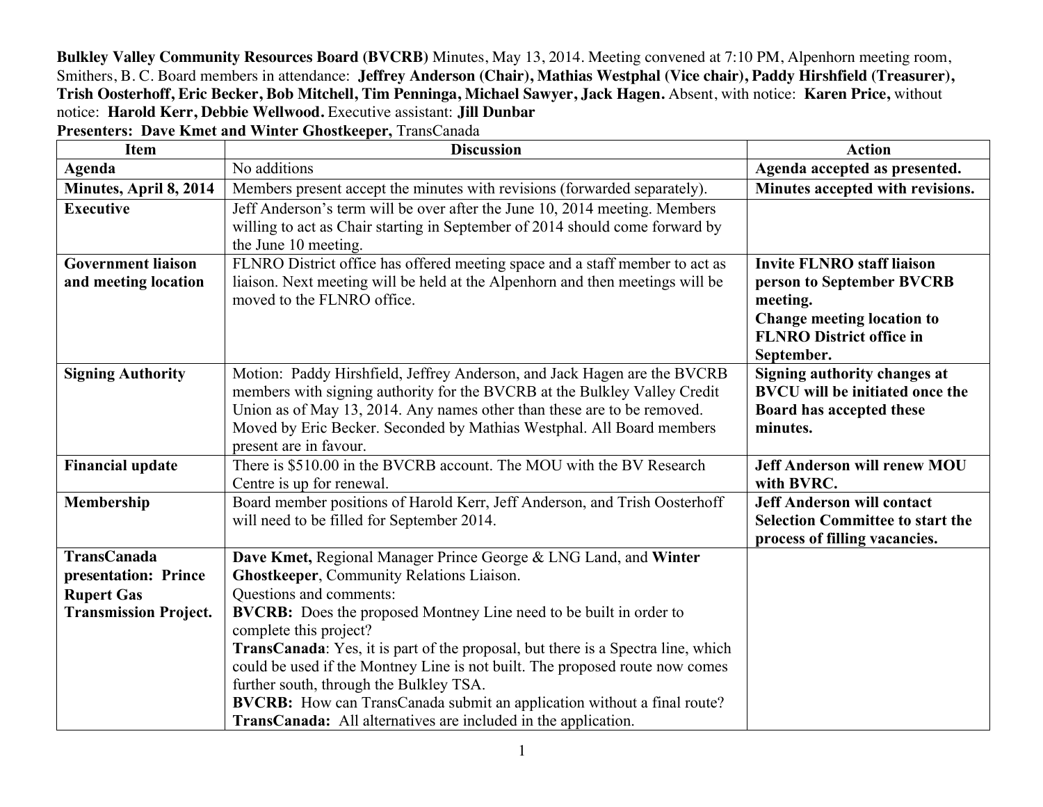**Bulkley Valley Community Resources Board (BVCRB)** Minutes, May 13, 2014. Meeting convened at 7:10 PM, Alpenhorn meeting room, Smithers, B. C. Board members in attendance: **Jeffrey Anderson (Chair), Mathias Westphal (Vice chair), Paddy Hirshfield (Treasurer), Trish Oosterhoff, Eric Becker, Bob Mitchell, Tim Penninga, Michael Sawyer, Jack Hagen.** Absent, with notice: **Karen Price,** without notice: **Harold Kerr, Debbie Wellwood.** Executive assistant: **Jill Dunbar**

**Presenters: Dave Kmet and Winter Ghostkeeper,** TransCanada

| Item | Discussion | Action |
|---|---|---|
| **Agenda** | No additions | **Agenda accepted as presented.** |
| **Minutes, April 8, 2014** | Members present accept the minutes with revisions (forwarded separately). | **Minutes accepted with revisions.** |
| **Executive** | Jeff Anderson's term will be over after the June 10, 2014 meeting. Members willing to act as Chair starting in September of 2014 should come forward by the June 10 meeting. | |
| **Government liaison and meeting location** | FLNRO District office has offered meeting space and a staff member to act as liaison. Next meeting will be held at the Alpenhorn and then meetings will be moved to the FLNRO office. | **Invite FLNRO staff liaison person to September BVCRB meeting.**<br>**Change meeting location to FLNRO District office in September.** |
| **Signing Authority** | Motion: Paddy Hirshfield, Jeffrey Anderson, and Jack Hagen are the BVCRB members with signing authority for the BVCRB at the Bulkley Valley Credit Union as of May 13, 2014. Any names other than these are to be removed. Moved by Eric Becker. Seconded by Mathias Westphal. All Board members present are in favour. | **Signing authority changes at BVCU will be initiated once the Board has accepted these minutes.** |
| **Financial update** | There is $510.00 in the BVCRB account. The MOU with the BV Research Centre is up for renewal. | **Jeff Anderson will renew MOU with BVRC.** |
| **Membership** | Board member positions of Harold Kerr, Jeff Anderson, and Trish Oosterhoff will need to be filled for September 2014. | **Jeff Anderson will contact Selection Committee to start the process of filling vacancies.** |
| **TransCanada presentation: Prince Rupert Gas Transmission Project.** | **Dave Kmet,** Regional Manager Prince George & LNG Land, and **Winter Ghostkeeper**, Community Relations Liaison.<br>Questions and comments:<br>**BVCRB:** Does the proposed Montney Line need to be built in order to complete this project?<br>**TransCanada**: Yes, it is part of the proposal, but there is a Spectra line, which could be used if the Montney Line is not built. The proposed route now comes further south, through the Bulkley TSA.<br>**BVCRB:** How can TransCanada submit an application without a final route?<br>**TransCanada:** All alternatives are included in the application. | |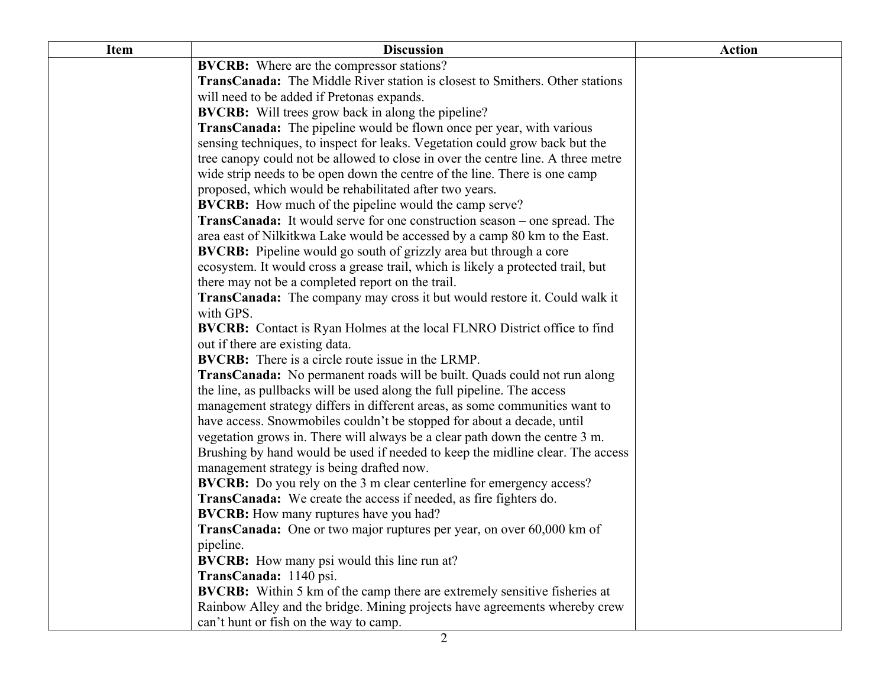| Item | Discussion | Action |
| --- | --- | --- |
| | **BVCRB:** Where are the compressor stations?<br>**TransCanada:** The Middle River station is closest to Smithers. Other stations will need to be added if Pretonas expands.<br>**BVCRB:** Will trees grow back in along the pipeline?<br>**TransCanada:** The pipeline would be flown once per year, with various sensing techniques, to inspect for leaks. Vegetation could grow back but the tree canopy could not be allowed to close in over the centre line. A three metre wide strip needs to be open down the centre of the line. There is one camp proposed, which would be rehabilitated after two years.<br>**BVCRB:** How much of the pipeline would the camp serve?<br>**TransCanada:** It would serve for one construction season – one spread. The area east of Nilkitkwa Lake would be accessed by a camp 80 km to the East.<br>**BVCRB:** Pipeline would go south of grizzly area but through a core ecosystem. It would cross a grease trail, which is likely a protected trail, but there may not be a completed report on the trail.<br>**TransCanada:** The company may cross it but would restore it. Could walk it with GPS.<br>**BVCRB:** Contact is Ryan Holmes at the local FLNRO District office to find out if there are existing data.<br>**BVCRB:** There is a circle route issue in the LRMP.<br>**TransCanada:** No permanent roads will be built. Quads could not run along the line, as pullbacks will be used along the full pipeline. The access management strategy differs in different areas, as some communities want to have access. Snowmobiles couldn't be stopped for about a decade, until vegetation grows in. There will always be a clear path down the centre 3 m. Brushing by hand would be used if needed to keep the midline clear. The access management strategy is being drafted now.<br>**BVCRB:** Do you rely on the 3 m clear centerline for emergency access?<br>**TransCanada:** We create the access if needed, as fire fighters do.<br>**BVCRB:** How many ruptures have you had?<br>**TransCanada:** One or two major ruptures per year, on over 60,000 km of pipeline.<br>**BVCRB:** How many psi would this line run at?<br>**TransCanada:** 1140 psi.<br>**BVCRB:** Within 5 km of the camp there are extremely sensitive fisheries at Rainbow Alley and the bridge. Mining projects have agreements whereby crew can't hunt or fish on the way to camp. | |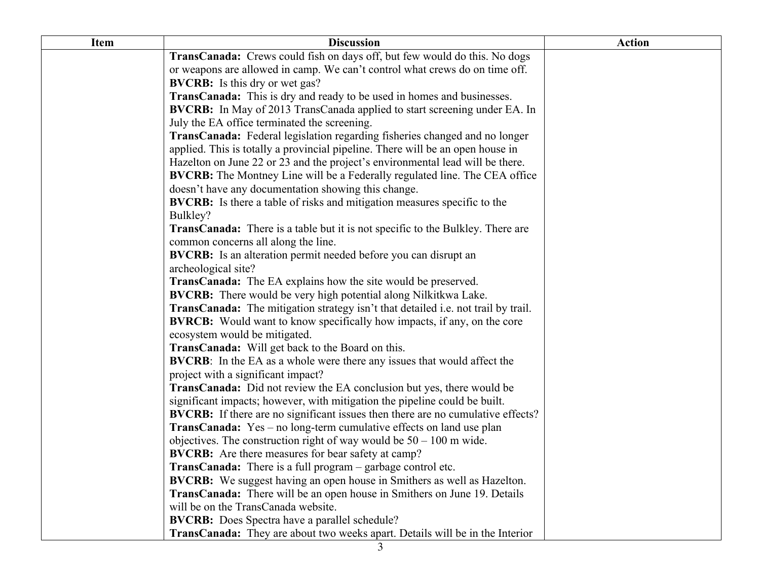| Item | Discussion | Action |
| --- | --- | --- |
| | **TransCanada:** Crews could fish on days off, but few would do this. No dogs or weapons are allowed in camp. We can't control what crews do on time off.<br>**BVCRB:** Is this dry or wet gas?<br>**TransCanada:** This is dry and ready to be used in homes and businesses.<br>**BVCRB:** In May of 2013 TransCanada applied to start screening under EA. In July the EA office terminated the screening.<br>**TransCanada:** Federal legislation regarding fisheries changed and no longer applied. This is totally a provincial pipeline. There will be an open house in Hazelton on June 22 or 23 and the project's environmental lead will be there.<br>**BVCRB:** The Montney Line will be a Federally regulated line. The CEA office doesn't have any documentation showing this change.<br>**BVCRB:** Is there a table of risks and mitigation measures specific to the Bulkley?<br>**TransCanada:** There is a table but it is not specific to the Bulkley. There are common concerns all along the line.<br>**BVCRB:** Is an alteration permit needed before you can disrupt an archeological site?<br>**TransCanada:** The EA explains how the site would be preserved.<br>**BVCRB:** There would be very high potential along Nilkitkwa Lake.<br>**TransCanada:** The mitigation strategy isn't that detailed i.e. not trail by trail.<br>**BVRCB:** Would want to know specifically how impacts, if any, on the core ecosystem would be mitigated.<br>**TransCanada:** Will get back to the Board on this.<br>**BVCRB**: In the EA as a whole were there any issues that would affect the project with a significant impact?<br>**TransCanada:** Did not review the EA conclusion but yes, there would be significant impacts; however, with mitigation the pipeline could be built.<br>**BVCRB:** If there are no significant issues then there are no cumulative effects?<br>**TransCanada:** Yes – no long-term cumulative effects on land use plan objectives. The construction right of way would be 50 – 100 m wide.<br>**BVCRB:** Are there measures for bear safety at camp?<br>**TransCanada:** There is a full program – garbage control etc.<br>**BVCRB:** We suggest having an open house in Smithers as well as Hazelton.<br>**TransCanada:** There will be an open house in Smithers on June 19. Details will be on the TransCanada website.<br>**BVCRB:** Does Spectra have a parallel schedule?<br>**TransCanada:** They are about two weeks apart. Details will be in the Interior | |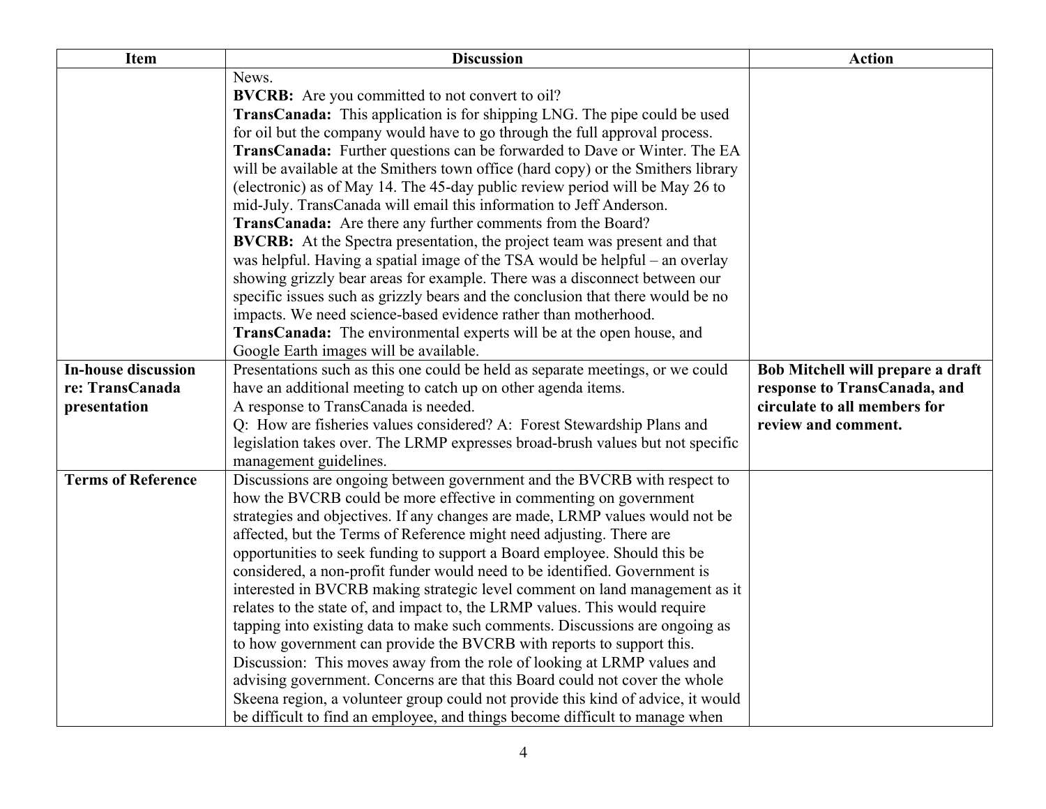| Item | Discussion | Action |
|---|---|---|
| | News.<br>**BVCRB:** Are you committed to not convert to oil?<br>**TransCanada:** This application is for shipping LNG. The pipe could be used for oil but the company would have to go through the full approval process.<br>**TransCanada:** Further questions can be forwarded to Dave or Winter. The EA will be available at the Smithers town office (hard copy) or the Smithers library (electronic) as of May 14. The 45-day public review period will be May 26 to mid-July. TransCanada will email this information to Jeff Anderson.<br>**TransCanada:** Are there any further comments from the Board?<br>**BVCRB:** At the Spectra presentation, the project team was present and that was helpful. Having a spatial image of the TSA would be helpful – an overlay showing grizzly bear areas for example. There was a disconnect between our specific issues such as grizzly bears and the conclusion that there would be no impacts. We need science-based evidence rather than motherhood.<br>**TransCanada:** The environmental experts will be at the open house, and Google Earth images will be available. | |
| **In-house discussion re: TransCanada presentation** | Presentations such as this one could be held as separate meetings, or we could have an additional meeting to catch up on other agenda items.<br>A response to TransCanada is needed.<br>Q: How are fisheries values considered? A: Forest Stewardship Plans and legislation takes over. The LRMP expresses broad-brush values but not specific management guidelines. | **Bob Mitchell will prepare a draft response to TransCanada, and circulate to all members for review and comment.** |
| **Terms of Reference** | Discussions are ongoing between government and the BVCRB with respect to how the BVCRB could be more effective in commenting on government strategies and objectives. If any changes are made, LRMP values would not be affected, but the Terms of Reference might need adjusting. There are opportunities to seek funding to support a Board employee. Should this be considered, a non-profit funder would need to be identified. Government is interested in BVCRB making strategic level comment on land management as it relates to the state of, and impact to, the LRMP values. This would require tapping into existing data to make such comments. Discussions are ongoing as to how government can provide the BVCRB with reports to support this.<br>Discussion: This moves away from the role of looking at LRMP values and advising government. Concerns are that this Board could not cover the whole Skeena region, a volunteer group could not provide this kind of advice, it would be difficult to find an employee, and things become difficult to manage when | |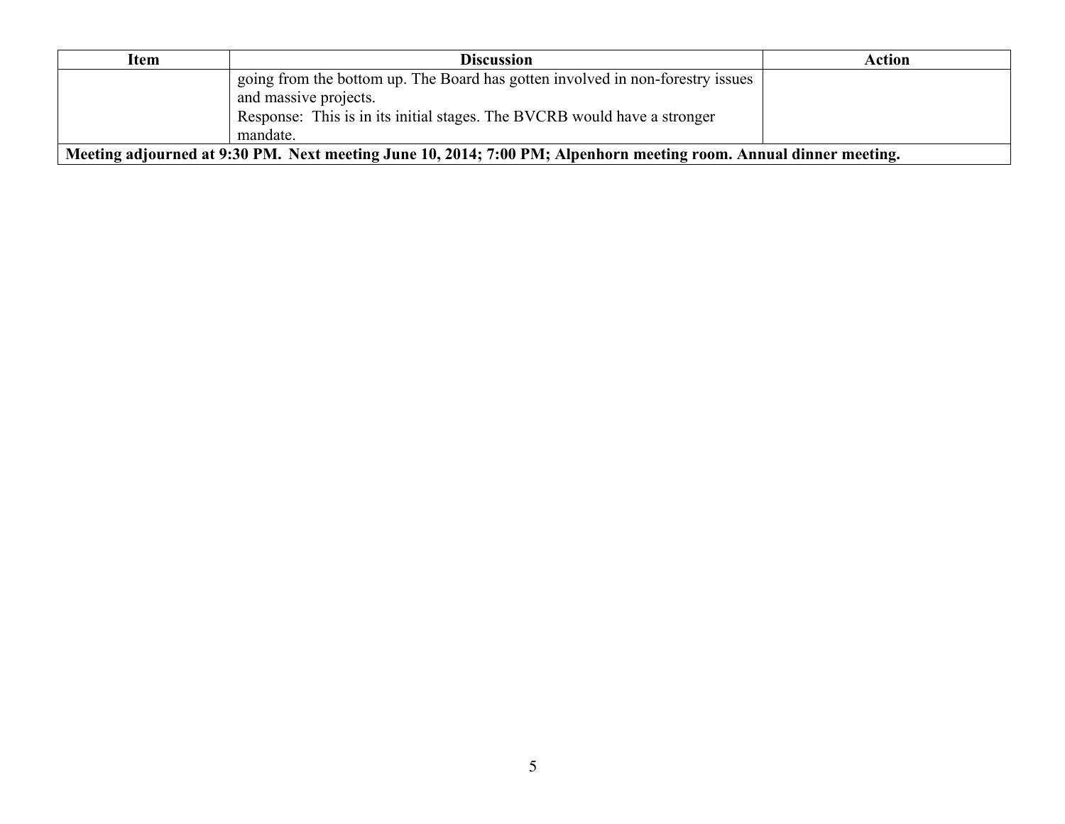| Item | Discussion | Action |
|---|---|---|
| | going from the bottom up. The Board has gotten involved in non-forestry issues and massive projects.<br>Response: This is in its initial stages. The BVCRB would have a stronger mandate. | |
| **Meeting adjourned at 9:30 PM. Next meeting June 10, 2014; 7:00 PM; Alpenhorn meeting room. Annual dinner meeting.** | | |